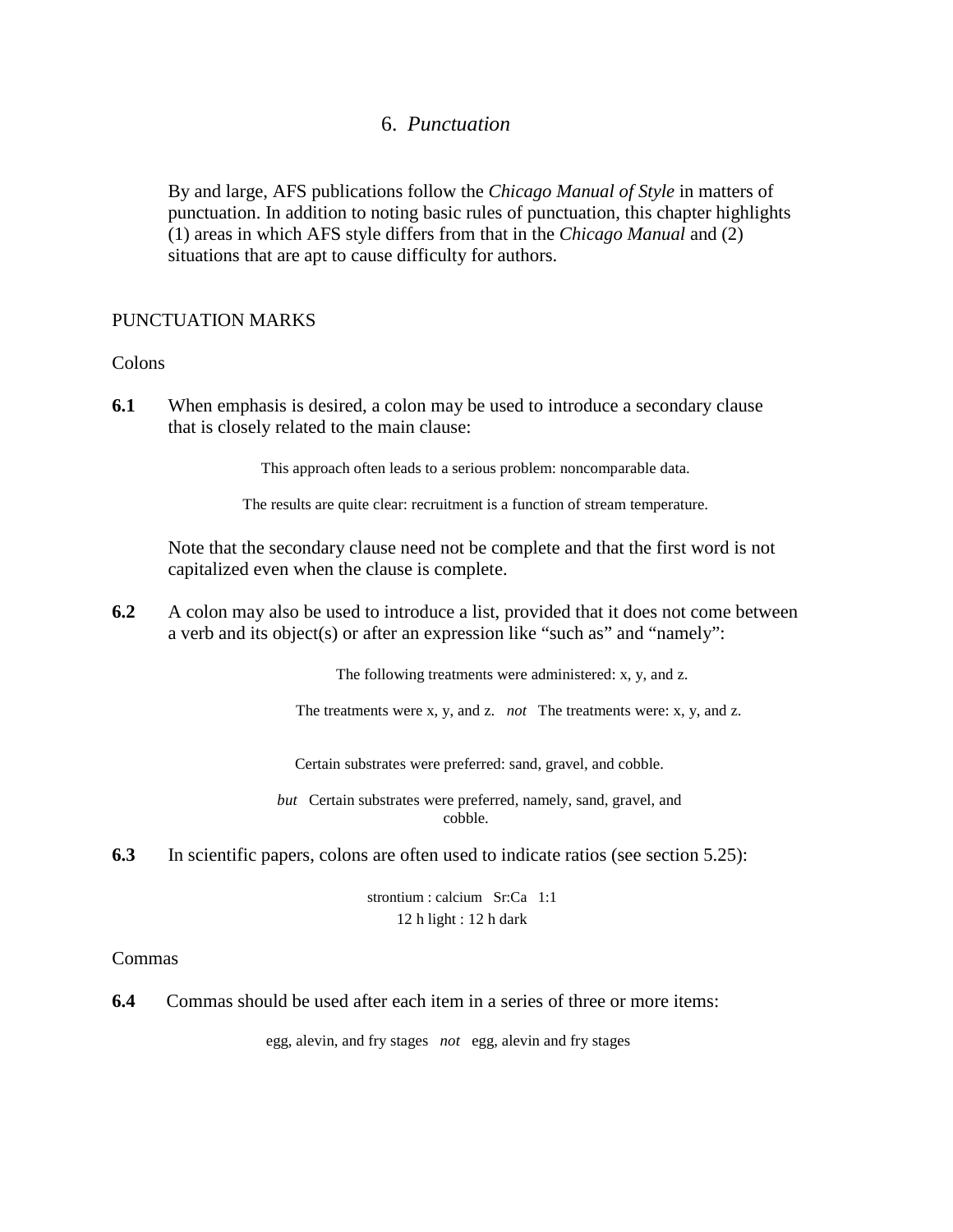# 6. *Punctuation*

By and large, AFS publications follow the *Chicago Manual of Style* in matters of punctuation. In addition to noting basic rules of punctuation, this chapter highlights (1) areas in which AFS style differs from that in the *Chicago Manual* and (2) situations that are apt to cause difficulty for authors.

## PUNCTUATION MARKS

### Colons

**6.1** When emphasis is desired, a colon may be used to introduce a secondary clause that is closely related to the main clause:

> This approach often leads to a serious problem: noncomparable data.
>
> The results are quite clear: recruitment is a function of stream temperature.

Note that the secondary clause need not be complete and that the first word is not capitalized even when the clause is complete.

**6.2** A colon may also be used to introduce a list, provided that it does not come between a verb and its object(s) or after an expression like "such as" and "namely":

> The following treatments were administered: x, y, and z.
>
> The treatments were x, y, and z. *not* The treatments were: x, y, and z.
>
> Certain substrates were preferred: sand, gravel, and cobble.
>
> *but* Certain substrates were preferred, namely, sand, gravel, and cobble.

**6.3** In scientific papers, colons are often used to indicate ratios (see section 5.25):

> strontium : calcium Sr:Ca 1:1
>
> 12 h light : 12 h dark

### Commas

**6.4** Commas should be used after each item in a series of three or more items:

> egg, alevin, and fry stages *not* egg, alevin and fry stages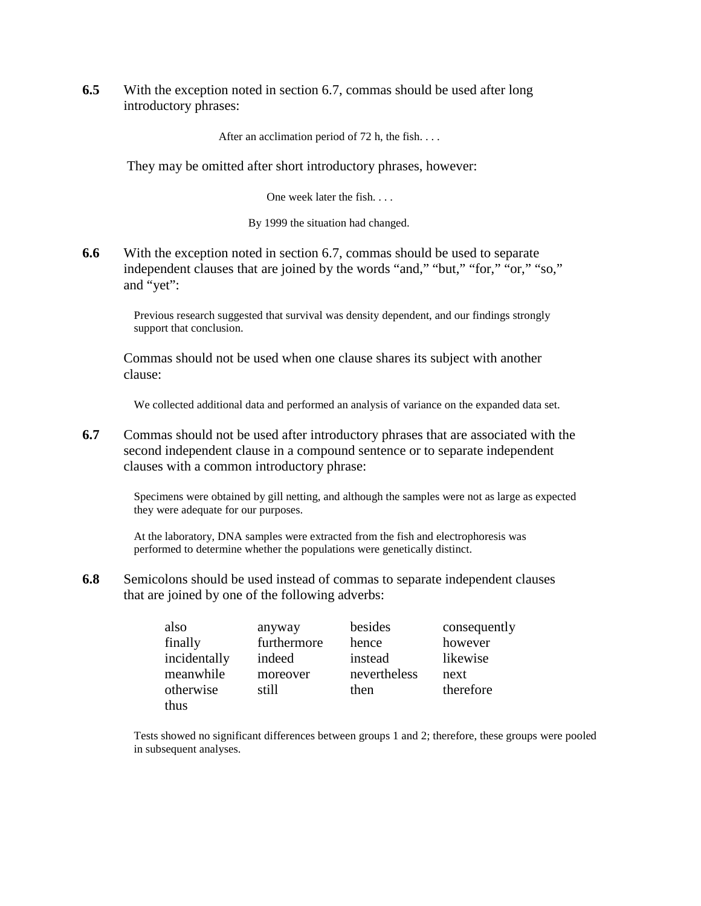**6.5** With the exception noted in section 6.7, commas should be used after long introductory phrases:

> After an acclimation period of 72 h, the fish. . . .

They may be omitted after short introductory phrases, however:

> One week later the fish. . . .
>
> By 1999 the situation had changed.

**6.6** With the exception noted in section 6.7, commas should be used to separate independent clauses that are joined by the words “and,” “but,” “for,” “or,” “so,” and “yet”:

> Previous research suggested that survival was density dependent, and our findings strongly support that conclusion.

Commas should not be used when one clause shares its subject with another clause:

> We collected additional data and performed an analysis of variance on the expanded data set.

**6.7** Commas should not be used after introductory phrases that are associated with the second independent clause in a compound sentence or to separate independent clauses with a common introductory phrase:

> Specimens were obtained by gill netting, and although the samples were not as large as expected they were adequate for our purposes.
>
> At the laboratory, DNA samples were extracted from the fish and electrophoresis was performed to determine whether the populations were genetically distinct.

**6.8** Semicolons should be used instead of commas to separate independent clauses that are joined by one of the following adverbs:

| | | | |
|---|---|---|---|
| also | anyway | besides | consequently |
| finally | furthermore | hence | however |
| incidentally | indeed | instead | likewise |
| meanwhile | moreover | nevertheless | next |
| otherwise | still | then | therefore |
| thus | | | |

> Tests showed no significant differences between groups 1 and 2; therefore, these groups were pooled in subsequent analyses.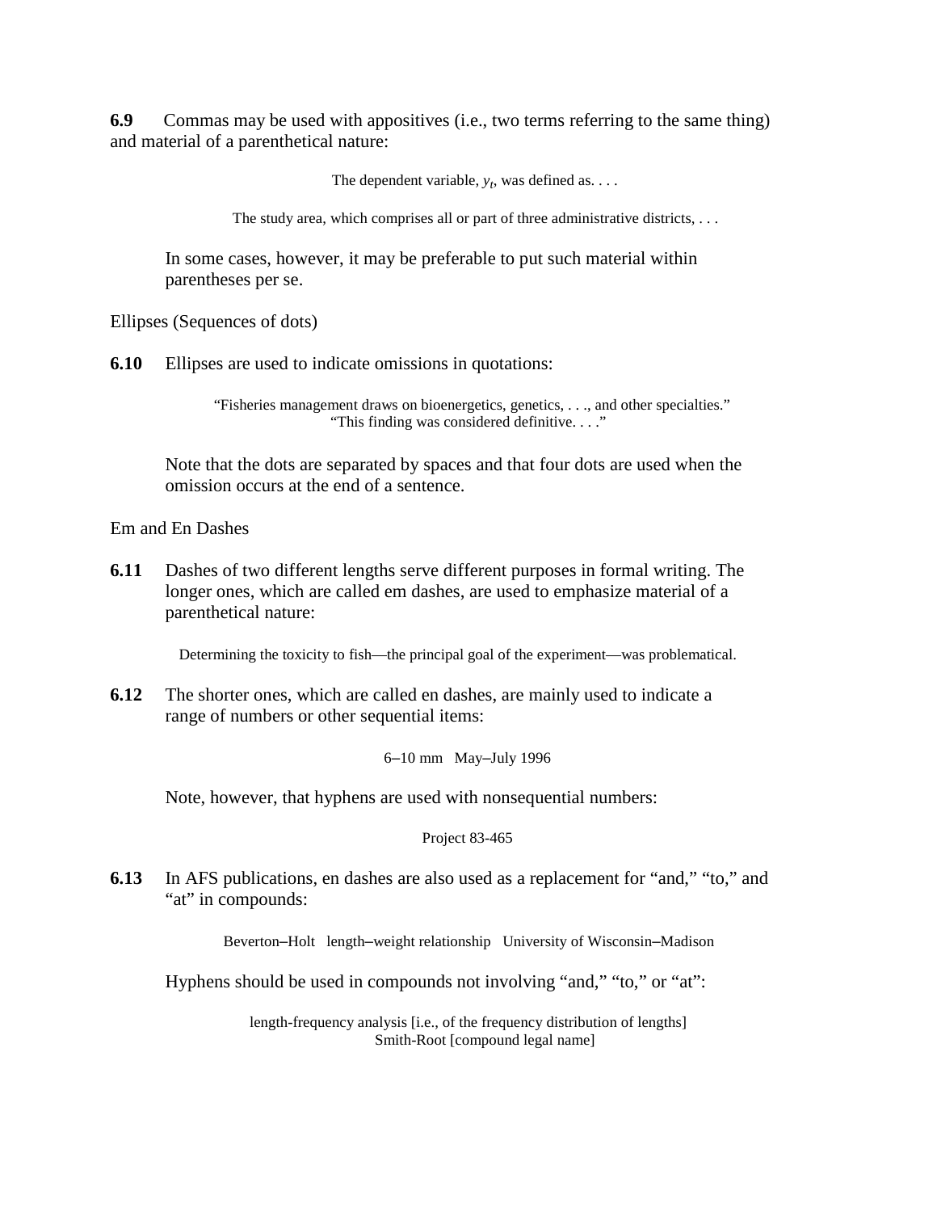**6.9** Commas may be used with appositives (i.e., two terms referring to the same thing) and material of a parenthetical nature:

The dependent variable, $y_t$, was defined as. . . .

The study area, which comprises all or part of three administrative districts, . . .

In some cases, however, it may be preferable to put such material within parentheses per se.

Ellipses (Sequences of dots)

**6.10** Ellipses are used to indicate omissions in quotations:

"Fisheries management draws on bioenergetics, genetics, . . ., and other specialties."
"This finding was considered definitive. . . ."

Note that the dots are separated by spaces and that four dots are used when the omission occurs at the end of a sentence.

Em and En Dashes

**6.11** Dashes of two different lengths serve different purposes in formal writing. The longer ones, which are called em dashes, are used to emphasize material of a parenthetical nature:

Determining the toxicity to fish—the principal goal of the experiment—was problematical.

**6.12** The shorter ones, which are called en dashes, are mainly used to indicate a range of numbers or other sequential items:

6–10 mm   May–July 1996

Note, however, that hyphens are used with nonsequential numbers:

Project 83-465

**6.13** In AFS publications, en dashes are also used as a replacement for "and," "to," and "at" in compounds:

Beverton–Holt   length–weight relationship   University of Wisconsin–Madison

Hyphens should be used in compounds not involving "and," "to," or "at":

length-frequency analysis [i.e., of the frequency distribution of lengths]
Smith-Root [compound legal name]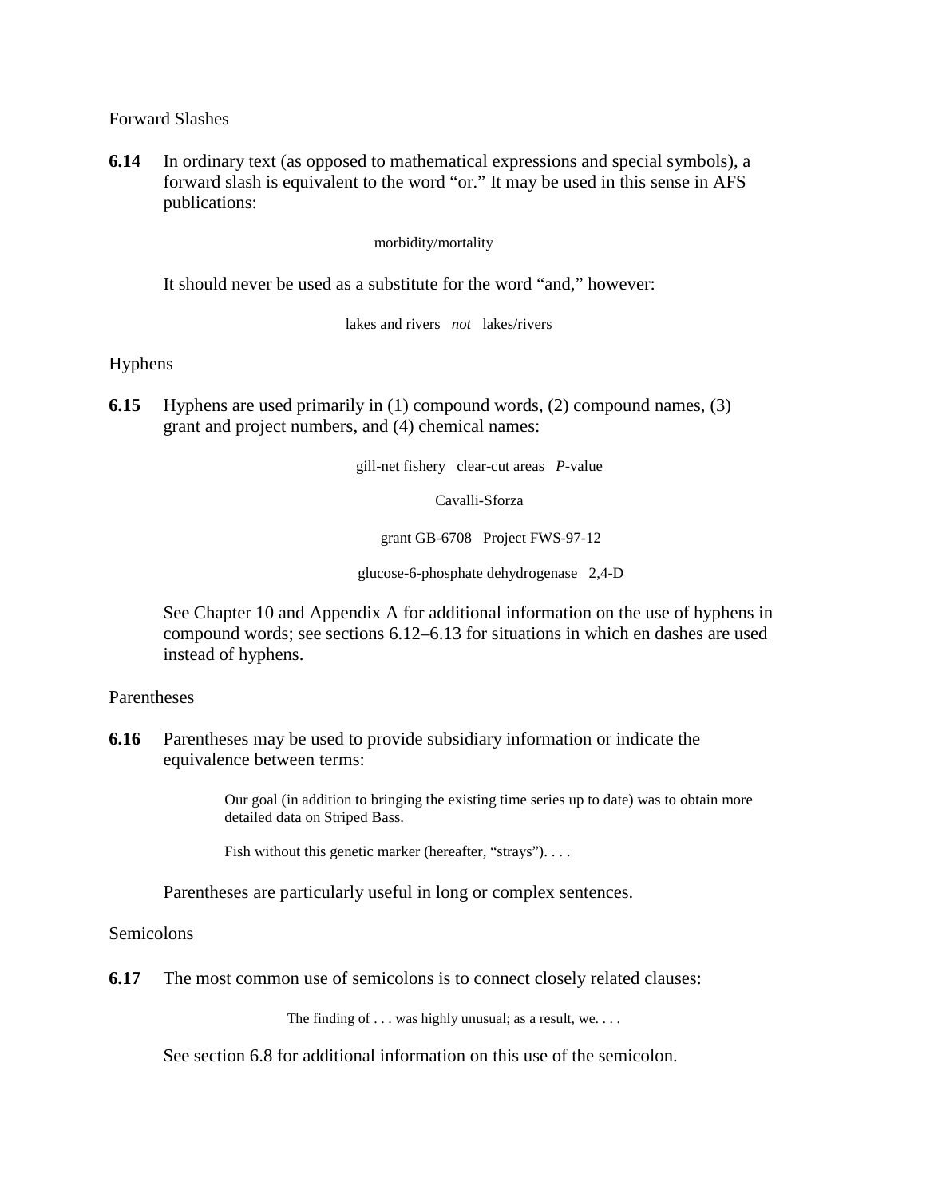### Forward Slashes

**6.14** In ordinary text (as opposed to mathematical expressions and special symbols), a forward slash is equivalent to the word "or." It may be used in this sense in AFS publications:

morbidity/mortality

It should never be used as a substitute for the word "and," however:

lakes and rivers *not* lakes/rivers

### Hyphens

**6.15** Hyphens are used primarily in (1) compound words, (2) compound names, (3) grant and project numbers, and (4) chemical names:

gill-net fishery clear-cut areas *P*-value

Cavalli-Sforza

grant GB-6708 Project FWS-97-12

glucose-6-phosphate dehydrogenase 2,4-D

See Chapter 10 and Appendix A for additional information on the use of hyphens in compound words; see sections 6.12–6.13 for situations in which en dashes are used instead of hyphens.

### Parentheses

**6.16** Parentheses may be used to provide subsidiary information or indicate the equivalence between terms:

> Our goal (in addition to bringing the existing time series up to date) was to obtain more detailed data on Striped Bass.
>
> Fish without this genetic marker (hereafter, "strays"). . . .

Parentheses are particularly useful in long or complex sentences.

### Semicolons

**6.17** The most common use of semicolons is to connect closely related clauses:

The finding of . . . was highly unusual; as a result, we. . . .

See section 6.8 for additional information on this use of the semicolon.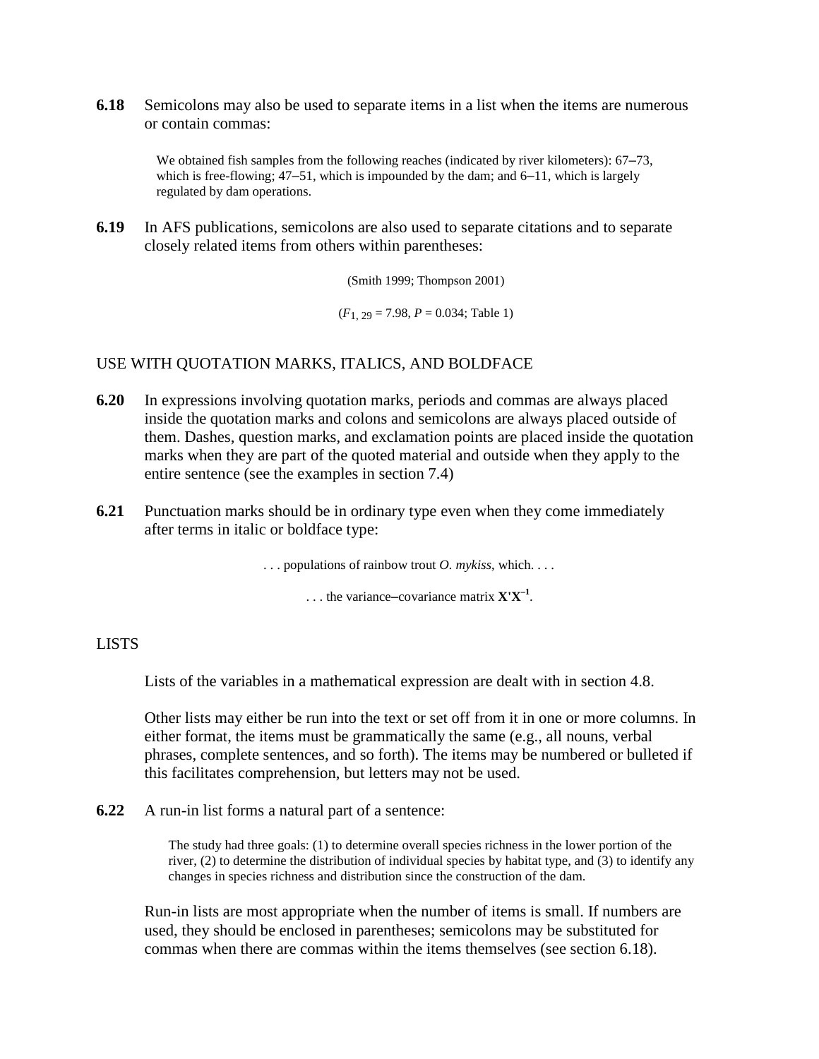**6.18** Semicolons may also be used to separate items in a list when the items are numerous or contain commas:

> We obtained fish samples from the following reaches (indicated by river kilometers): 67–73, which is free-flowing; 47–51, which is impounded by the dam; and 6–11, which is largely regulated by dam operations.

**6.19** In AFS publications, semicolons are also used to separate citations and to separate closely related items from others within parentheses:

(Smith 1999; Thompson 2001)

($F_{1,\,29}$ = 7.98, $P$ = 0.034; Table 1)

## USE WITH QUOTATION MARKS, ITALICS, AND BOLDFACE

**6.20** In expressions involving quotation marks, periods and commas are always placed inside the quotation marks and colons and semicolons are always placed outside of them. Dashes, question marks, and exclamation points are placed inside the quotation marks when they are part of the quoted material and outside when they apply to the entire sentence (see the examples in section 7.4)

**6.21** Punctuation marks should be in ordinary type even when they come immediately after terms in italic or boldface type:

. . . populations of rainbow trout *O. mykiss*, which. . . .

. . . the variance–covariance matrix $\mathbf{X'X^{-1}}$.

## LISTS

Lists of the variables in a mathematical expression are dealt with in section 4.8.

Other lists may either be run into the text or set off from it in one or more columns. In either format, the items must be grammatically the same (e.g., all nouns, verbal phrases, complete sentences, and so forth). The items may be numbered or bulleted if this facilitates comprehension, but letters may not be used.

**6.22** A run-in list forms a natural part of a sentence:

> The study had three goals: (1) to determine overall species richness in the lower portion of the river, (2) to determine the distribution of individual species by habitat type, and (3) to identify any changes in species richness and distribution since the construction of the dam.

Run-in lists are most appropriate when the number of items is small. If numbers are used, they should be enclosed in parentheses; semicolons may be substituted for commas when there are commas within the items themselves (see section 6.18).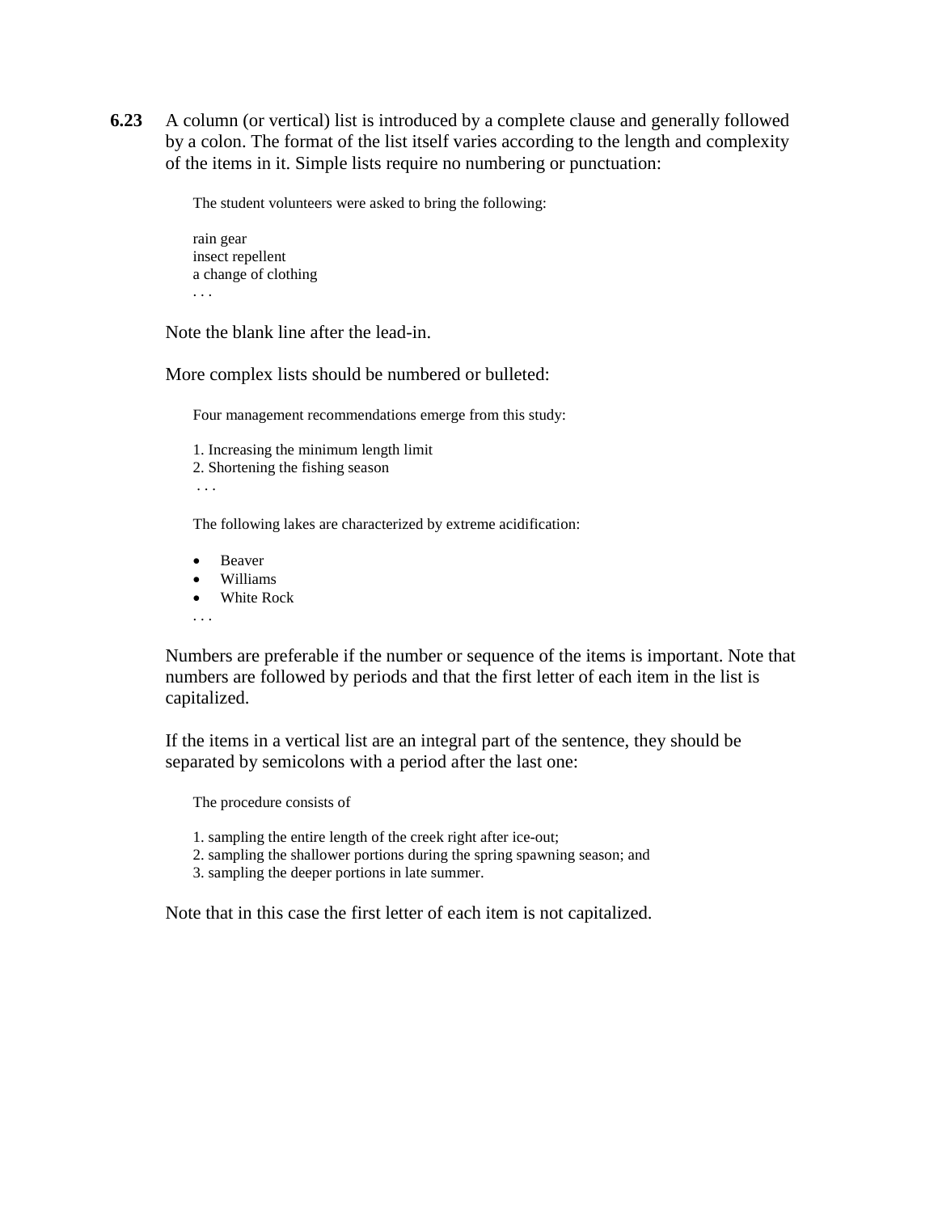**6.23** A column (or vertical) list is introduced by a complete clause and generally followed by a colon. The format of the list itself varies according to the length and complexity of the items in it. Simple lists require no numbering or punctuation:

> The student volunteers were asked to bring the following:
>
> rain gear  
> insect repellent  
> a change of clothing  
> . . .

Note the blank line after the lead-in.

More complex lists should be numbered or bulleted:

> Four management recommendations emerge from this study:
>
> 1. Increasing the minimum length limit
> 2. Shortening the fishing season
>
> . . .

> The following lakes are characterized by extreme acidification:
>
> - Beaver
> - Williams
> - White Rock
>
> . . .

Numbers are preferable if the number or sequence of the items is important. Note that numbers are followed by periods and that the first letter of each item in the list is capitalized.

If the items in a vertical list are an integral part of the sentence, they should be separated by semicolons with a period after the last one:

> The procedure consists of
>
> 1. sampling the entire length of the creek right after ice-out;
> 2. sampling the shallower portions during the spring spawning season; and
> 3. sampling the deeper portions in late summer.

Note that in this case the first letter of each item is not capitalized.